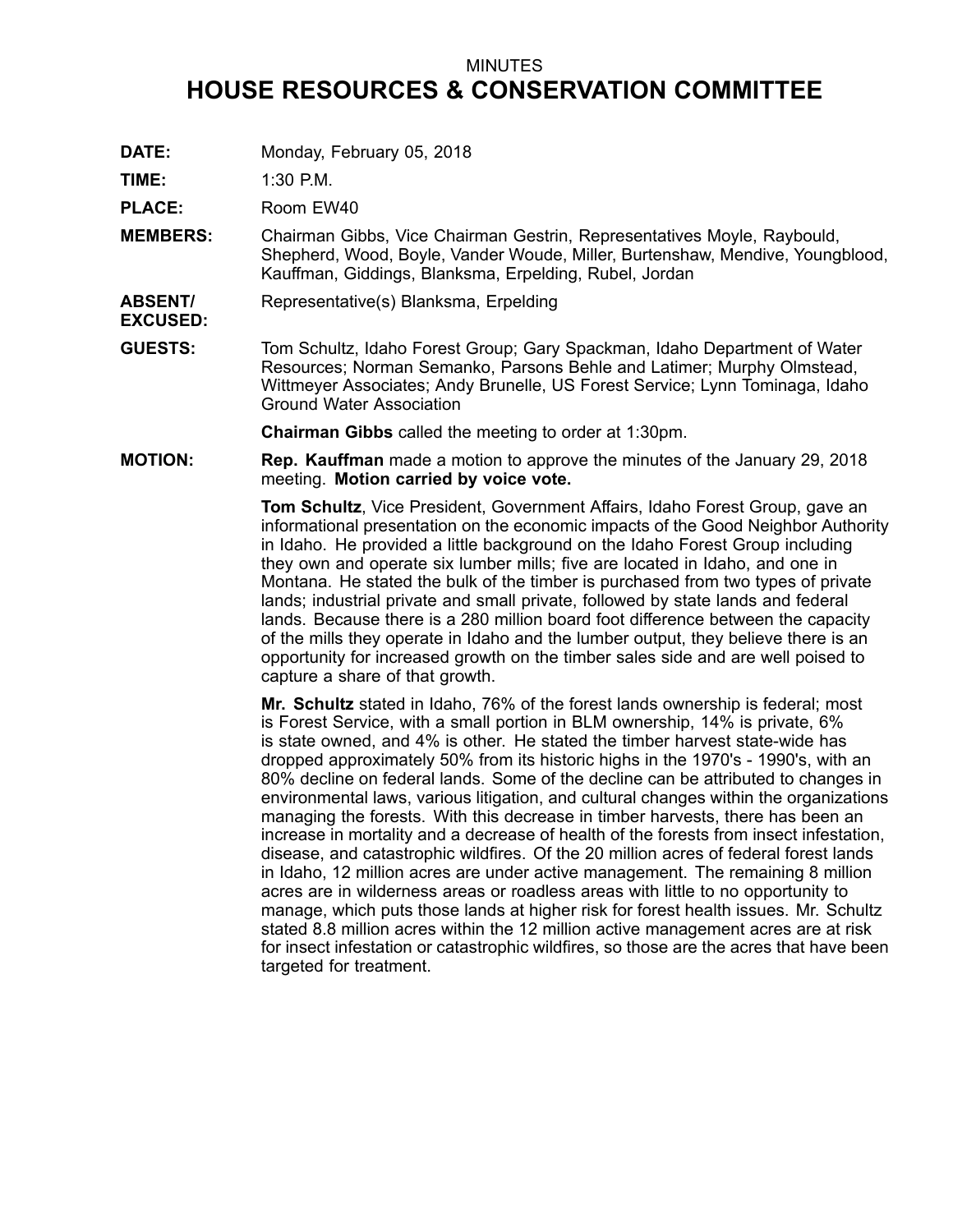MINUTES

# HOUSE RESOURCES & CONSERVATION COMMITTEE

**DATE:** Monday, February 05, 2018

**TIME:** 1:30 P.M.

**PLACE:** Room EW40

**MEMBERS:** Chairman Gibbs, Vice Chairman Gestrin, Representatives Moyle, Raybould, Shepherd, Wood, Boyle, Vander Woude, Miller, Burtenshaw, Mendive, Youngblood, Kauffman, Giddings, Blanksma, Erpelding, Rubel, Jordan

**ABSENT/ EXCUSED:** Representative(s) Blanksma, Erpelding

**GUESTS:** Tom Schultz, Idaho Forest Group; Gary Spackman, Idaho Department of Water Resources; Norman Semanko, Parsons Behle and Latimer; Murphy Olmstead, Wittmeyer Associates; Andy Brunelle, US Forest Service; Lynn Tominaga, Idaho Ground Water Association

**Chairman Gibbs** called the meeting to order at 1:30pm.

**MOTION:** **Rep. Kauffman** made a motion to approve the minutes of the January 29, 2018 meeting. **Motion carried by voice vote.**

**Tom Schultz**, Vice President, Government Affairs, Idaho Forest Group, gave an informational presentation on the economic impacts of the Good Neighbor Authority in Idaho. He provided a little background on the Idaho Forest Group including they own and operate six lumber mills; five are located in Idaho, and one in Montana. He stated the bulk of the timber is purchased from two types of private lands; industrial private and small private, followed by state lands and federal lands. Because there is a 280 million board foot difference between the capacity of the mills they operate in Idaho and the lumber output, they believe there is an opportunity for increased growth on the timber sales side and are well poised to capture a share of that growth.

**Mr. Schultz** stated in Idaho, 76% of the forest lands ownership is federal; most is Forest Service, with a small portion in BLM ownership, 14% is private, 6% is state owned, and 4% is other. He stated the timber harvest state-wide has dropped approximately 50% from its historic highs in the 1970's - 1990's, with an 80% decline on federal lands. Some of the decline can be attributed to changes in environmental laws, various litigation, and cultural changes within the organizations managing the forests. With this decrease in timber harvests, there has been an increase in mortality and a decrease of health of the forests from insect infestation, disease, and catastrophic wildfires. Of the 20 million acres of federal forest lands in Idaho, 12 million acres are under active management. The remaining 8 million acres are in wilderness areas or roadless areas with little to no opportunity to manage, which puts those lands at higher risk for forest health issues. Mr. Schultz stated 8.8 million acres within the 12 million active management acres are at risk for insect infestation or catastrophic wildfires, so those are the acres that have been targeted for treatment.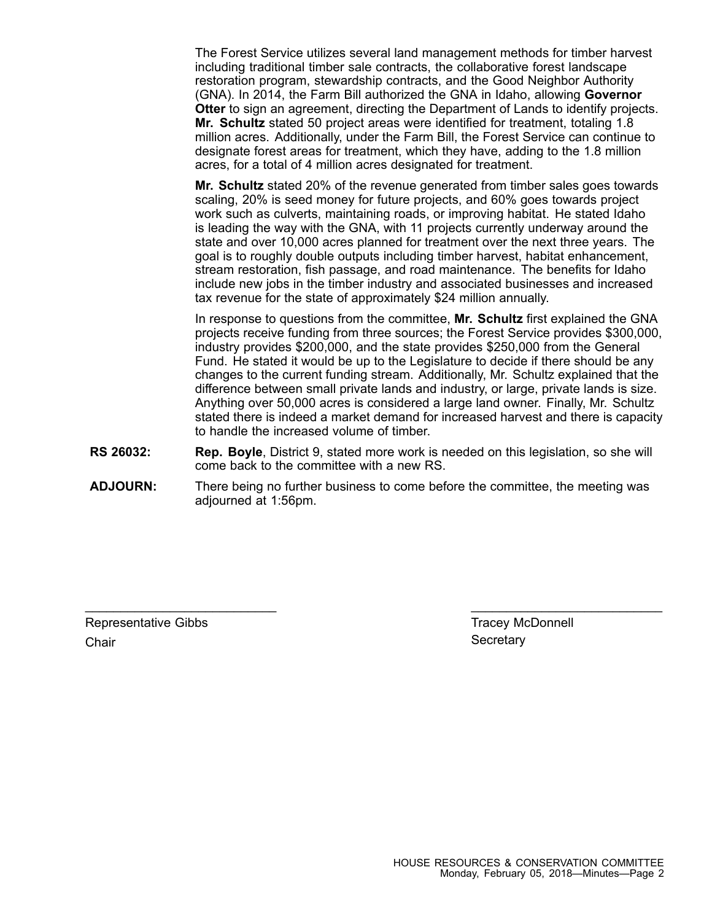The Forest Service utilizes several land management methods for timber harvest including traditional timber sale contracts, the collaborative forest landscape restoration program, stewardship contracts, and the Good Neighbor Authority (GNA). In 2014, the Farm Bill authorized the GNA in Idaho, allowing **Governor Otter** to sign an agreement, directing the Department of Lands to identify projects. **Mr. Schultz** stated 50 project areas were identified for treatment, totaling 1.8 million acres. Additionally, under the Farm Bill, the Forest Service can continue to designate forest areas for treatment, which they have, adding to the 1.8 million acres, for a total of 4 million acres designated for treatment.

**Mr. Schultz** stated 20% of the revenue generated from timber sales goes towards scaling, 20% is seed money for future projects, and 60% goes towards project work such as culverts, maintaining roads, or improving habitat. He stated Idaho is leading the way with the GNA, with 11 projects currently underway around the state and over 10,000 acres planned for treatment over the next three years. The goal is to roughly double outputs including timber harvest, habitat enhancement, stream restoration, fish passage, and road maintenance. The benefits for Idaho include new jobs in the timber industry and associated businesses and increased tax revenue for the state of approximately $24 million annually.

In response to questions from the committee, **Mr. Schultz** first explained the GNA projects receive funding from three sources; the Forest Service provides $300,000, industry provides $200,000, and the state provides $250,000 from the General Fund. He stated it would be up to the Legislature to decide if there should be any changes to the current funding stream. Additionally, Mr. Schultz explained that the difference between small private lands and industry, or large, private lands is size. Anything over 50,000 acres is considered a large land owner. Finally, Mr. Schultz stated there is indeed a market demand for increased harvest and there is capacity to handle the increased volume of timber.

**RS 26032:** **Rep. Boyle**, District 9, stated more work is needed on this legislation, so she will come back to the committee with a new RS.

**ADJOURN:** There being no further business to come before the committee, the meeting was adjourned at 1:56pm.

___________________________
Representative Gibbs
Chair

___________________________
Tracey McDonnell
Secretary